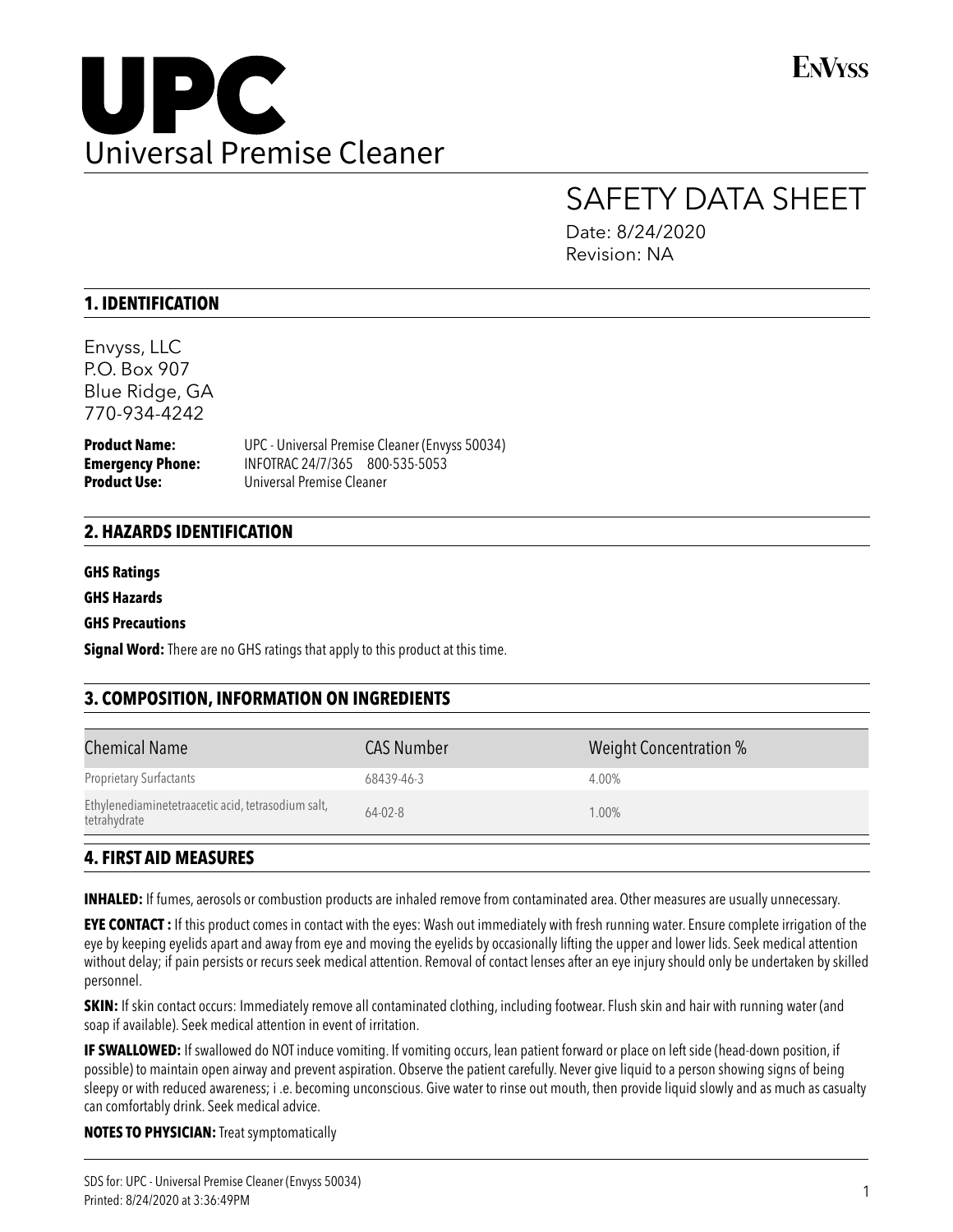# UPC

Universal Premise Cleaner

ENVYSS

# SAFETY DATA SHEET

Date: 8/24/2020
Revision: NA

## 1. IDENTIFICATION

Envyss, LLC
P.O. Box 907
Blue Ridge, GA
770-934-4242

**Product Name:** UPC - Universal Premise Cleaner (Envyss 50034)
**Emergency Phone:** INFOTRAC 24/7/365 800-535-5053
**Product Use:** Universal Premise Cleaner

## 2. HAZARDS IDENTIFICATION

**GHS Ratings**

**GHS Hazards**

**GHS Precautions**

**Signal Word:** There are no GHS ratings that apply to this product at this time.

## 3. COMPOSITION, INFORMATION ON INGREDIENTS

| Chemical Name | CAS Number | Weight Concentration % |
|---|---|---|
| Proprietary Surfactants | 68439-46-3 | 4.00% |
| Ethylenediaminetetraacetic acid, tetrasodium salt, tetrahydrate | 64-02-8 | 1.00% |

## 4. FIRST AID MEASURES

**INHALED:** If fumes, aerosols or combustion products are inhaled remove from contaminated area. Other measures are usually unnecessary.

**EYE CONTACT :** If this product comes in contact with the eyes: Wash out immediately with fresh running water. Ensure complete irrigation of the eye by keeping eyelids apart and away from eye and moving the eyelids by occasionally lifting the upper and lower lids. Seek medical attention without delay; if pain persists or recurs seek medical attention. Removal of contact lenses after an eye injury should only be undertaken by skilled personnel.

**SKIN:** If skin contact occurs: Immediately remove all contaminated clothing, including footwear. Flush skin and hair with running water (and soap if available). Seek medical attention in event of irritation.

**IF SWALLOWED:** If swallowed do NOT induce vomiting. If vomiting occurs, lean patient forward or place on left side (head-down position, if possible) to maintain open airway and prevent aspiration. Observe the patient carefully. Never give liquid to a person showing signs of being sleepy or with reduced awareness; i .e. becoming unconscious. Give water to rinse out mouth, then provide liquid slowly and as much as casualty can comfortably drink. Seek medical advice.

**NOTES TO PHYSICIAN:** Treat symptomatically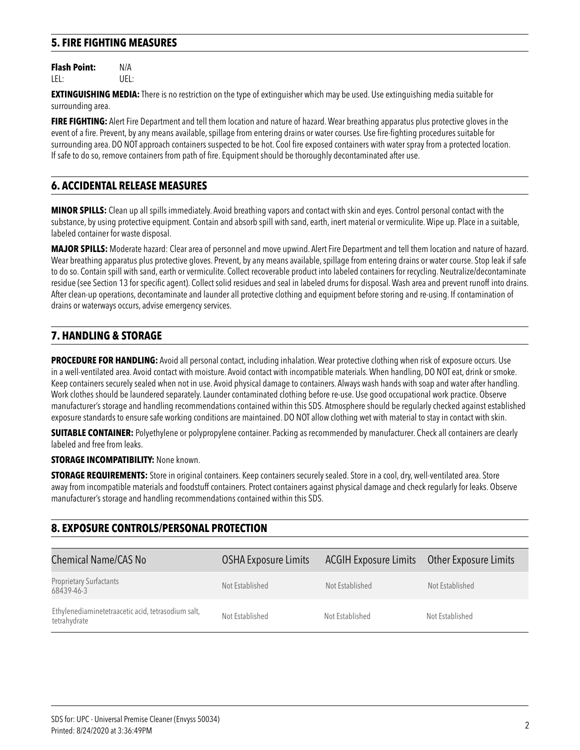## 5. FIRE FIGHTING MEASURES

**Flash Point:** N/A
LEL: UEL:

**EXTINGUISHING MEDIA:** There is no restriction on the type of extinguisher which may be used. Use extinguishing media suitable for surrounding area.

**FIRE FIGHTING:** Alert Fire Department and tell them location and nature of hazard. Wear breathing apparatus plus protective gloves in the event of a fire. Prevent, by any means available, spillage from entering drains or water courses. Use fire-fighting procedures suitable for surrounding area. DO NOT approach containers suspected to be hot. Cool fire exposed containers with water spray from a protected location. If safe to do so, remove containers from path of fire. Equipment should be thoroughly decontaminated after use.

## 6. ACCIDENTAL RELEASE MEASURES

**MINOR SPILLS:** Clean up all spills immediately. Avoid breathing vapors and contact with skin and eyes. Control personal contact with the substance, by using protective equipment. Contain and absorb spill with sand, earth, inert material or vermiculite. Wipe up. Place in a suitable, labeled container for waste disposal.

**MAJOR SPILLS:** Moderate hazard: Clear area of personnel and move upwind. Alert Fire Department and tell them location and nature of hazard. Wear breathing apparatus plus protective gloves. Prevent, by any means available, spillage from entering drains or water course. Stop leak if safe to do so. Contain spill with sand, earth or vermiculite. Collect recoverable product into labeled containers for recycling. Neutralize/decontaminate residue (see Section 13 for specific agent). Collect solid residues and seal in labeled drums for disposal. Wash area and prevent runoff into drains. After clean-up operations, decontaminate and launder all protective clothing and equipment before storing and re-using. If contamination of drains or waterways occurs, advise emergency services.

## 7. HANDLING & STORAGE

**PROCEDURE FOR HANDLING:** Avoid all personal contact, including inhalation. Wear protective clothing when risk of exposure occurs. Use in a well-ventilated area. Avoid contact with moisture. Avoid contact with incompatible materials. When handling, DO NOT eat, drink or smoke. Keep containers securely sealed when not in use. Avoid physical damage to containers. Always wash hands with soap and water after handling. Work clothes should be laundered separately. Launder contaminated clothing before re-use. Use good occupational work practice. Observe manufacturer's storage and handling recommendations contained within this SDS. Atmosphere should be regularly checked against established exposure standards to ensure safe working conditions are maintained. DO NOT allow clothing wet with material to stay in contact with skin.

**SUITABLE CONTAINER:** Polyethylene or polypropylene container. Packing as recommended by manufacturer. Check all containers are clearly labeled and free from leaks.

**STORAGE INCOMPATIBILITY:** None known.

**STORAGE REQUIREMENTS:** Store in original containers. Keep containers securely sealed. Store in a cool, dry, well-ventilated area. Store away from incompatible materials and foodstuff containers. Protect containers against physical damage and check regularly for leaks. Observe manufacturer's storage and handling recommendations contained within this SDS.

## 8. EXPOSURE CONTROLS/PERSONAL PROTECTION

| Chemical Name/CAS No | OSHA Exposure Limits | ACGIH Exposure Limits | Other Exposure Limits |
|---|---|---|---|
| Proprietary Surfactants 68439-46-3 | Not Established | Not Established | Not Established |
| Ethylenediaminetetraacetic acid, tetrasodium salt, tetrahydrate | Not Established | Not Established | Not Established |

SDS for: UPC - Universal Premise Cleaner (Envyss 50034)
Printed: 8/24/2020 at 3:36:49PM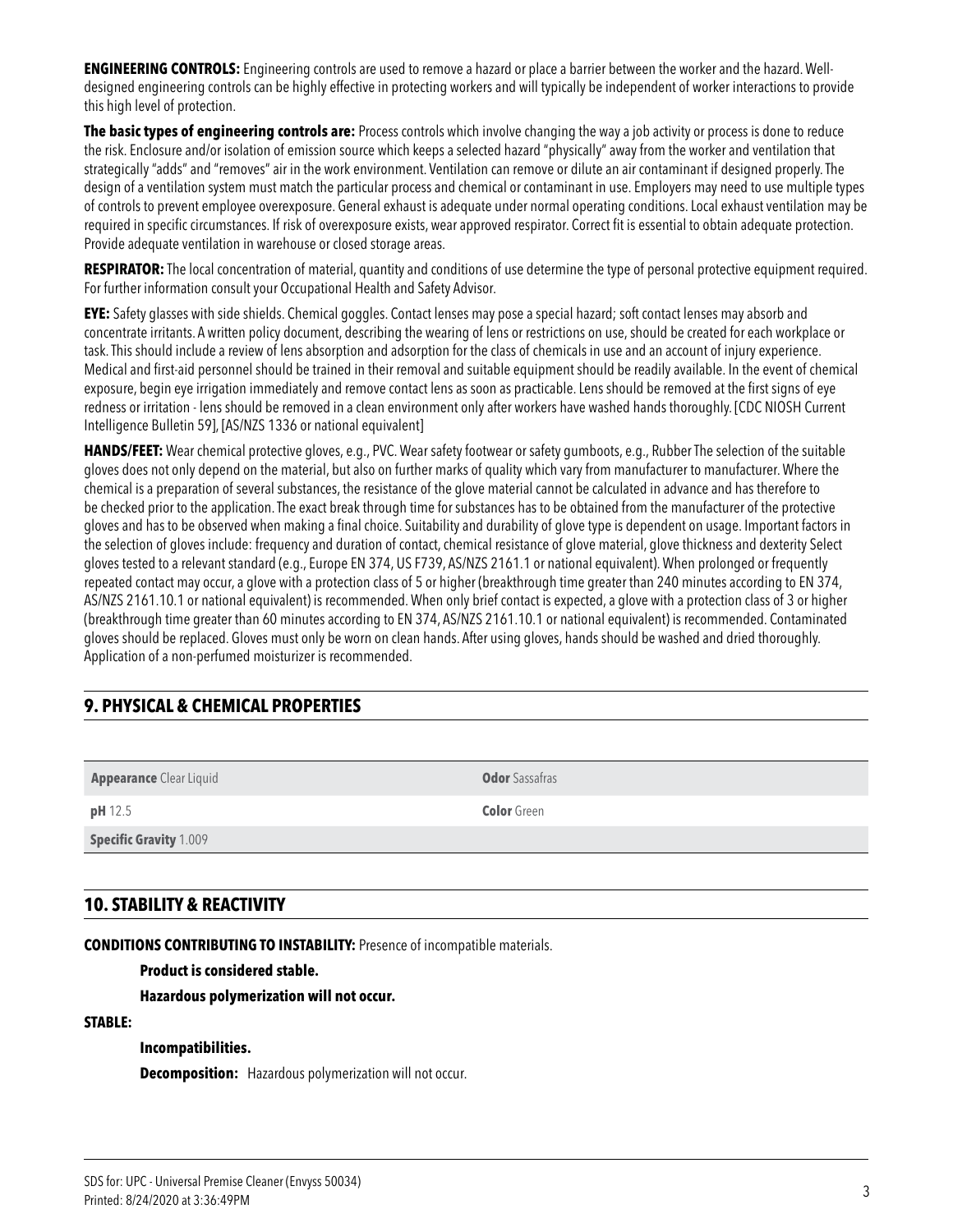**ENGINEERING CONTROLS:** Engineering controls are used to remove a hazard or place a barrier between the worker and the hazard. Well-designed engineering controls can be highly effective in protecting workers and will typically be independent of worker interactions to provide this high level of protection.

**The basic types of engineering controls are:** Process controls which involve changing the way a job activity or process is done to reduce the risk. Enclosure and/or isolation of emission source which keeps a selected hazard "physically" away from the worker and ventilation that strategically "adds" and "removes" air in the work environment. Ventilation can remove or dilute an air contaminant if designed properly. The design of a ventilation system must match the particular process and chemical or contaminant in use. Employers may need to use multiple types of controls to prevent employee overexposure. General exhaust is adequate under normal operating conditions. Local exhaust ventilation may be required in specific circumstances. If risk of overexposure exists, wear approved respirator. Correct fit is essential to obtain adequate protection. Provide adequate ventilation in warehouse or closed storage areas.

**RESPIRATOR:** The local concentration of material, quantity and conditions of use determine the type of personal protective equipment required. For further information consult your Occupational Health and Safety Advisor.

**EYE:** Safety glasses with side shields. Chemical goggles. Contact lenses may pose a special hazard; soft contact lenses may absorb and concentrate irritants. A written policy document, describing the wearing of lens or restrictions on use, should be created for each workplace or task. This should include a review of lens absorption and adsorption for the class of chemicals in use and an account of injury experience. Medical and first-aid personnel should be trained in their removal and suitable equipment should be readily available. In the event of chemical exposure, begin eye irrigation immediately and remove contact lens as soon as practicable. Lens should be removed at the first signs of eye redness or irritation - lens should be removed in a clean environment only after workers have washed hands thoroughly. [CDC NIOSH Current Intelligence Bulletin 59], [AS/NZS 1336 or national equivalent]

**HANDS/FEET:** Wear chemical protective gloves, e.g., PVC. Wear safety footwear or safety gumboots, e.g., Rubber The selection of the suitable gloves does not only depend on the material, but also on further marks of quality which vary from manufacturer to manufacturer. Where the chemical is a preparation of several substances, the resistance of the glove material cannot be calculated in advance and has therefore to be checked prior to the application. The exact break through time for substances has to be obtained from the manufacturer of the protective gloves and has to be observed when making a final choice. Suitability and durability of glove type is dependent on usage. Important factors in the selection of gloves include: frequency and duration of contact, chemical resistance of glove material, glove thickness and dexterity Select gloves tested to a relevant standard (e.g., Europe EN 374, US F739, AS/NZS 2161.1 or national equivalent). When prolonged or frequently repeated contact may occur, a glove with a protection class of 5 or higher (breakthrough time greater than 240 minutes according to EN 374, AS/NZS 2161.10.1 or national equivalent) is recommended. When only brief contact is expected, a glove with a protection class of 3 or higher (breakthrough time greater than 60 minutes according to EN 374, AS/NZS 2161.10.1 or national equivalent) is recommended. Contaminated gloves should be replaced. Gloves must only be worn on clean hands. After using gloves, hands should be washed and dried thoroughly. Application of a non-perfumed moisturizer is recommended.

## 9. PHYSICAL & CHEMICAL PROPERTIES

| | |
|---|---|
| **Appearance** Clear Liquid | **Odor** Sassafras |
| **pH** 12.5 | **Color** Green |
| **Specific Gravity** 1.009 | |

## 10. STABILITY & REACTIVITY

**CONDITIONS CONTRIBUTING TO INSTABILITY:** Presence of incompatible materials.

**Product is considered stable.**

**Hazardous polymerization will not occur.**

**STABLE:**

**Incompatibilities.**

**Decomposition:** Hazardous polymerization will not occur.

SDS for: UPC - Universal Premise Cleaner (Envyss 50034)
Printed: 8/24/2020 at 3:36:49PM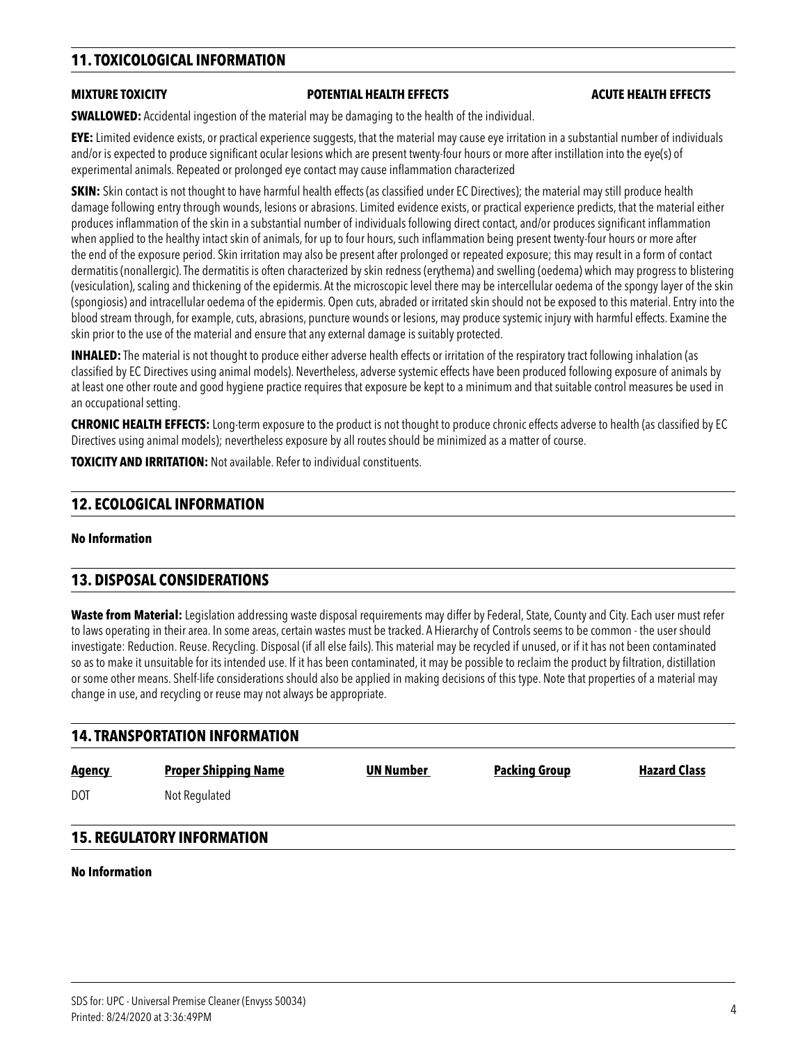## 11. TOXICOLOGICAL INFORMATION

**MIXTURE TOXICITY** **POTENTIAL HEALTH EFFECTS** **ACUTE HEALTH EFFECTS**

**SWALLOWED:** Accidental ingestion of the material may be damaging to the health of the individual.

**EYE:** Limited evidence exists, or practical experience suggests, that the material may cause eye irritation in a substantial number of individuals and/or is expected to produce significant ocular lesions which are present twenty-four hours or more after instillation into the eye(s) of experimental animals. Repeated or prolonged eye contact may cause inflammation characterized

**SKIN:** Skin contact is not thought to have harmful health effects (as classified under EC Directives); the material may still produce health damage following entry through wounds, lesions or abrasions. Limited evidence exists, or practical experience predicts, that the material either produces inflammation of the skin in a substantial number of individuals following direct contact, and/or produces significant inflammation when applied to the healthy intact skin of animals, for up to four hours, such inflammation being present twenty-four hours or more after the end of the exposure period. Skin irritation may also be present after prolonged or repeated exposure; this may result in a form of contact dermatitis (nonallergic). The dermatitis is often characterized by skin redness (erythema) and swelling (oedema) which may progress to blistering (vesiculation), scaling and thickening of the epidermis. At the microscopic level there may be intercellular oedema of the spongy layer of the skin (spongiosis) and intracellular oedema of the epidermis. Open cuts, abraded or irritated skin should not be exposed to this material. Entry into the blood stream through, for example, cuts, abrasions, puncture wounds or lesions, may produce systemic injury with harmful effects. Examine the skin prior to the use of the material and ensure that any external damage is suitably protected.

**INHALED:** The material is not thought to produce either adverse health effects or irritation of the respiratory tract following inhalation (as classified by EC Directives using animal models). Nevertheless, adverse systemic effects have been produced following exposure of animals by at least one other route and good hygiene practice requires that exposure be kept to a minimum and that suitable control measures be used in an occupational setting.

**CHRONIC HEALTH EFFECTS:** Long-term exposure to the product is not thought to produce chronic effects adverse to health (as classified by EC Directives using animal models); nevertheless exposure by all routes should be minimized as a matter of course.

**TOXICITY AND IRRITATION:** Not available. Refer to individual constituents.

## 12. ECOLOGICAL INFORMATION

**No Information**

## 13. DISPOSAL CONSIDERATIONS

**Waste from Material:** Legislation addressing waste disposal requirements may differ by Federal, State, County and City. Each user must refer to laws operating in their area. In some areas, certain wastes must be tracked. A Hierarchy of Controls seems to be common - the user should investigate: Reduction. Reuse. Recycling. Disposal (if all else fails). This material may be recycled if unused, or if it has not been contaminated so as to make it unsuitable for its intended use. If it has been contaminated, it may be possible to reclaim the product by filtration, distillation or some other means. Shelf-life considerations should also be applied in making decisions of this type. Note that properties of a material may change in use, and recycling or reuse may not always be appropriate.

## 14. TRANSPORTATION INFORMATION

| Agency | Proper Shipping Name | UN Number | Packing Group | Hazard Class |
|---|---|---|---|---|
| DOT | Not Regulated | | | |

## 15. REGULATORY INFORMATION

**No Information**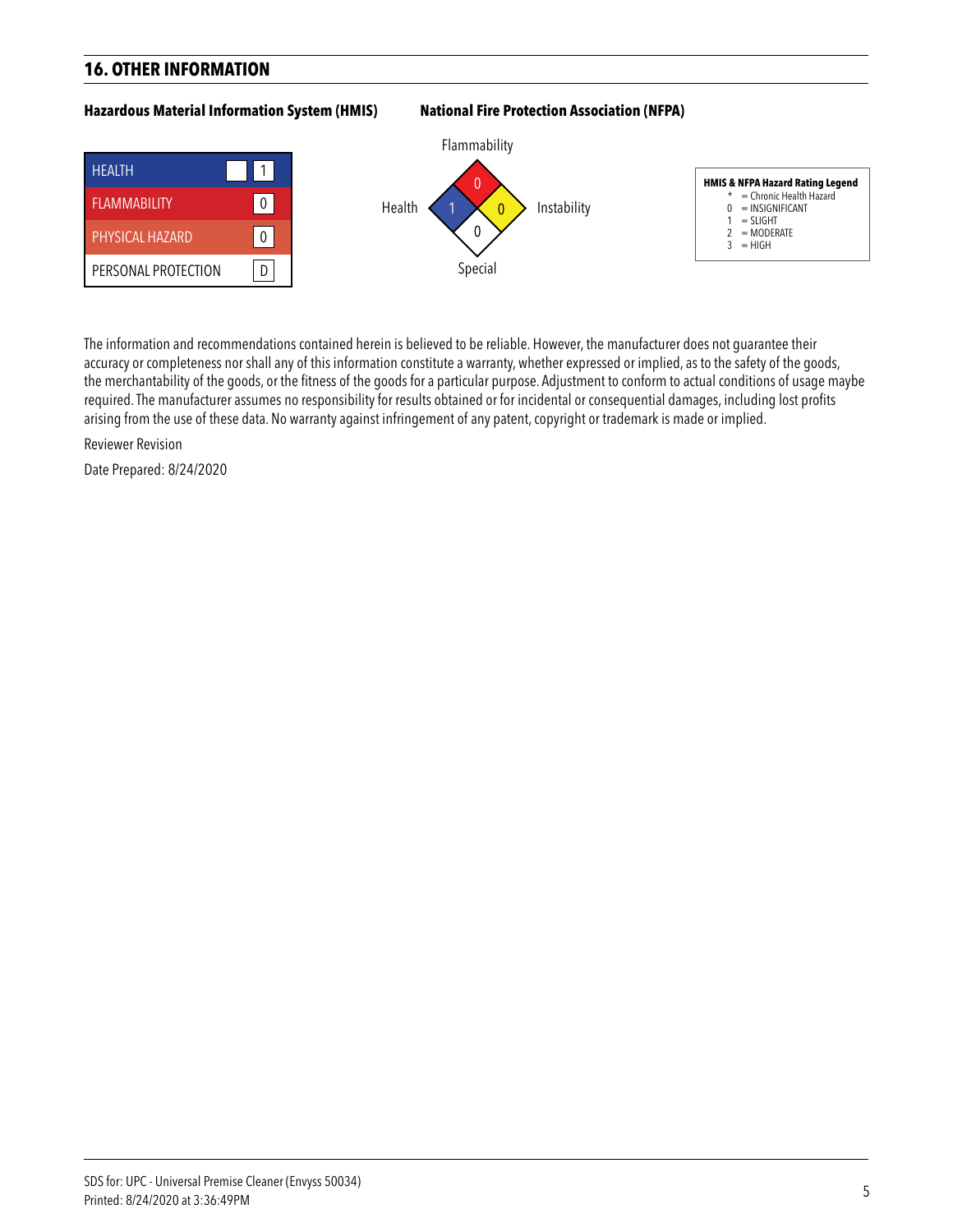## 16. OTHER INFORMATION

**Hazardous Material Information System (HMIS)**

| | |
|---|---|
| HEALTH | 1 |
| FLAMMABILITY | 0 |
| PHYSICAL HAZARD | 0 |
| PERSONAL PROTECTION | D |

**National Fire Protection Association (NFPA)**

Flammability
0
Health
1
Instability
0
Special
0

**HMIS & NFPA Hazard Rating Legend**
* = Chronic Health Hazard
0 = INSIGNIFICANT
1 = SLIGHT
2 = MODERATE
3 = HIGH

The information and recommendations contained herein is believed to be reliable. However, the manufacturer does not guarantee their accuracy or completeness nor shall any of this information constitute a warranty, whether expressed or implied, as to the safety of the goods, the merchantability of the goods, or the fitness of the goods for a particular purpose. Adjustment to conform to actual conditions of usage maybe required. The manufacturer assumes no responsibility for results obtained or for incidental or consequential damages, including lost profits arising from the use of these data. No warranty against infringement of any patent, copyright or trademark is made or implied.

Reviewer Revision

Date Prepared: 8/24/2020